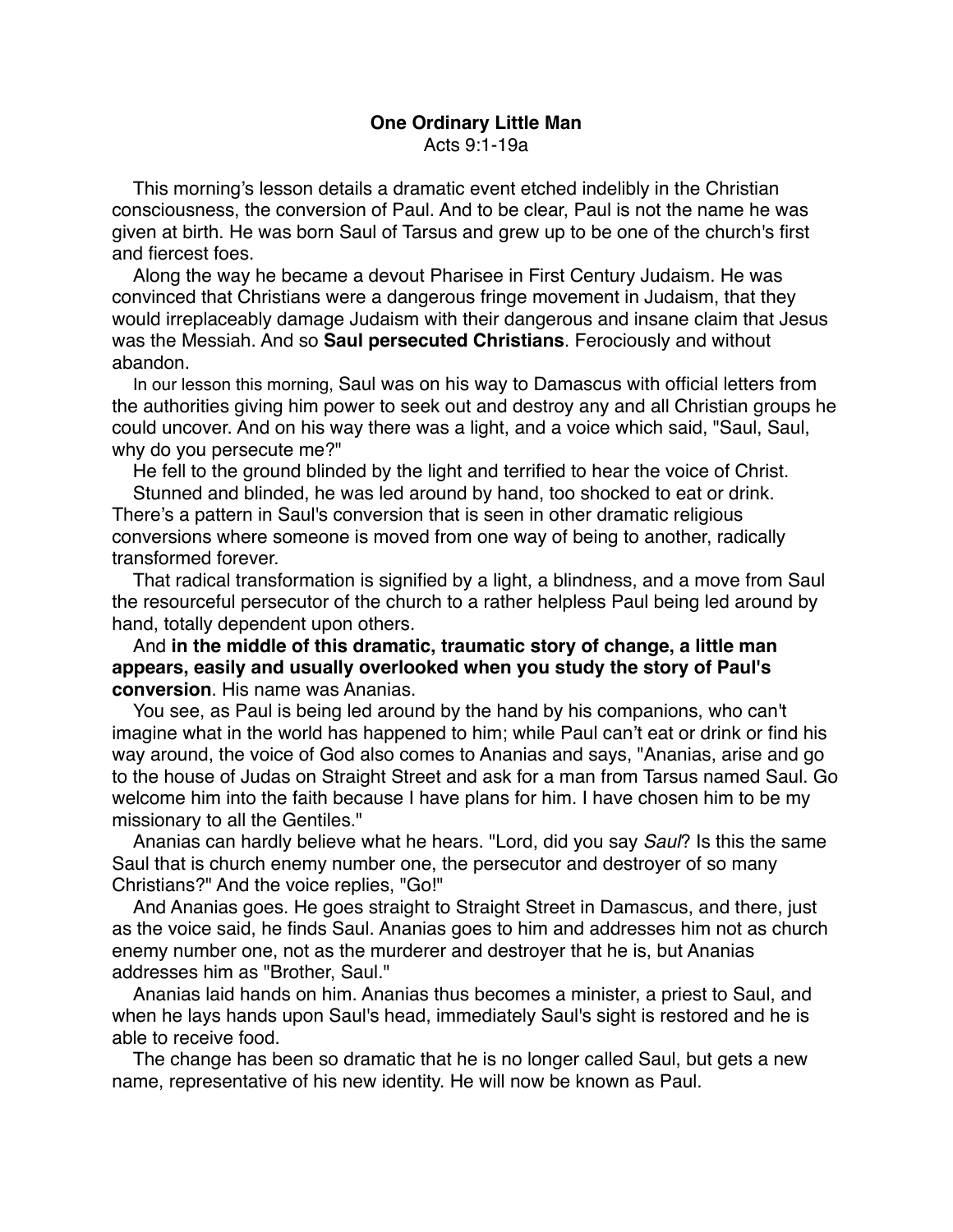**One Ordinary Little Man**
Acts 9:1-19a

This morning's lesson details a dramatic event etched indelibly in the Christian consciousness, the conversion of Paul. And to be clear, Paul is not the name he was given at birth. He was born Saul of Tarsus and grew up to be one of the church's first and fiercest foes.

Along the way he became a devout Pharisee in First Century Judaism. He was convinced that Christians were a dangerous fringe movement in Judaism, that they would irreplaceably damage Judaism with their dangerous and insane claim that Jesus was the Messiah. And so **Saul persecuted Christians**. Ferociously and without abandon.

In our lesson this morning, Saul was on his way to Damascus with official letters from the authorities giving him power to seek out and destroy any and all Christian groups he could uncover. And on his way there was a light, and a voice which said, "Saul, Saul, why do you persecute me?"

He fell to the ground blinded by the light and terrified to hear the voice of Christ.

Stunned and blinded, he was led around by hand, too shocked to eat or drink. There's a pattern in Saul's conversion that is seen in other dramatic religious conversions where someone is moved from one way of being to another, radically transformed forever.

That radical transformation is signified by a light, a blindness, and a move from Saul the resourceful persecutor of the church to a rather helpless Paul being led around by hand, totally dependent upon others.

And **in the middle of this dramatic, traumatic story of change, a little man appears, easily and usually overlooked when you study the story of Paul's conversion**. His name was Ananias.

You see, as Paul is being led around by the hand by his companions, who can't imagine what in the world has happened to him; while Paul can't eat or drink or find his way around, the voice of God also comes to Ananias and says, "Ananias, arise and go to the house of Judas on Straight Street and ask for a man from Tarsus named Saul. Go welcome him into the faith because I have plans for him. I have chosen him to be my missionary to all the Gentiles."

Ananias can hardly believe what he hears. "Lord, did you say *Saul*? Is this the same Saul that is church enemy number one, the persecutor and destroyer of so many Christians?" And the voice replies, "Go!"

And Ananias goes. He goes straight to Straight Street in Damascus, and there, just as the voice said, he finds Saul. Ananias goes to him and addresses him not as church enemy number one, not as the murderer and destroyer that he is, but Ananias addresses him as "Brother, Saul."

Ananias laid hands on him. Ananias thus becomes a minister, a priest to Saul, and when he lays hands upon Saul's head, immediately Saul's sight is restored and he is able to receive food.

The change has been so dramatic that he is no longer called Saul, but gets a new name, representative of his new identity. He will now be known as Paul.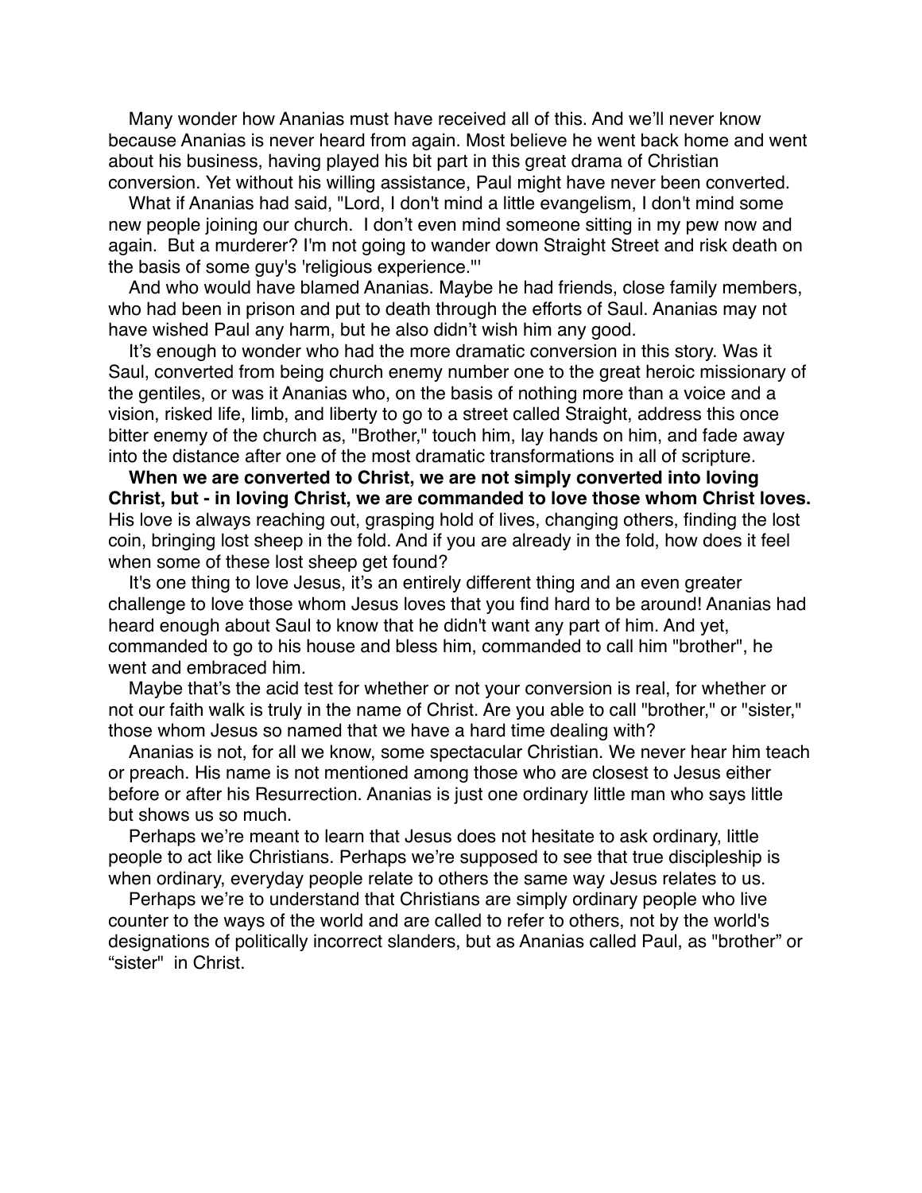Many wonder how Ananias must have received all of this. And we'll never know because Ananias is never heard from again. Most believe he went back home and went about his business, having played his bit part in this great drama of Christian conversion. Yet without his willing assistance, Paul might have never been converted.

What if Ananias had said, "Lord, I don't mind a little evangelism, I don't mind some new people joining our church.  I don't even mind someone sitting in my pew now and again.  But a murderer? I'm not going to wander down Straight Street and risk death on the basis of some guy's 'religious experience."'

And who would have blamed Ananias. Maybe he had friends, close family members, who had been in prison and put to death through the efforts of Saul. Ananias may not have wished Paul any harm, but he also didn't wish him any good.

It's enough to wonder who had the more dramatic conversion in this story. Was it Saul, converted from being church enemy number one to the great heroic missionary of the gentiles, or was it Ananias who, on the basis of nothing more than a voice and a vision, risked life, limb, and liberty to go to a street called Straight, address this once bitter enemy of the church as, "Brother," touch him, lay hands on him, and fade away into the distance after one of the most dramatic transformations in all of scripture.

**When we are converted to Christ, we are not simply converted into loving Christ, but - in loving Christ, we are commanded to love those whom Christ loves.** His love is always reaching out, grasping hold of lives, changing others, finding the lost coin, bringing lost sheep in the fold. And if you are already in the fold, how does it feel when some of these lost sheep get found?

It's one thing to love Jesus, it's an entirely different thing and an even greater challenge to love those whom Jesus loves that you find hard to be around! Ananias had heard enough about Saul to know that he didn't want any part of him. And yet, commanded to go to his house and bless him, commanded to call him "brother", he went and embraced him.

Maybe that's the acid test for whether or not your conversion is real, for whether or not our faith walk is truly in the name of Christ. Are you able to call "brother," or "sister," those whom Jesus so named that we have a hard time dealing with?

Ananias is not, for all we know, some spectacular Christian. We never hear him teach or preach. His name is not mentioned among those who are closest to Jesus either before or after his Resurrection. Ananias is just one ordinary little man who says little but shows us so much.

Perhaps we're meant to learn that Jesus does not hesitate to ask ordinary, little people to act like Christians. Perhaps we're supposed to see that true discipleship is when ordinary, everyday people relate to others the same way Jesus relates to us.

Perhaps we're to understand that Christians are simply ordinary people who live counter to the ways of the world and are called to refer to others, not by the world's designations of politically incorrect slanders, but as Ananias called Paul, as "brother" or "sister"  in Christ.